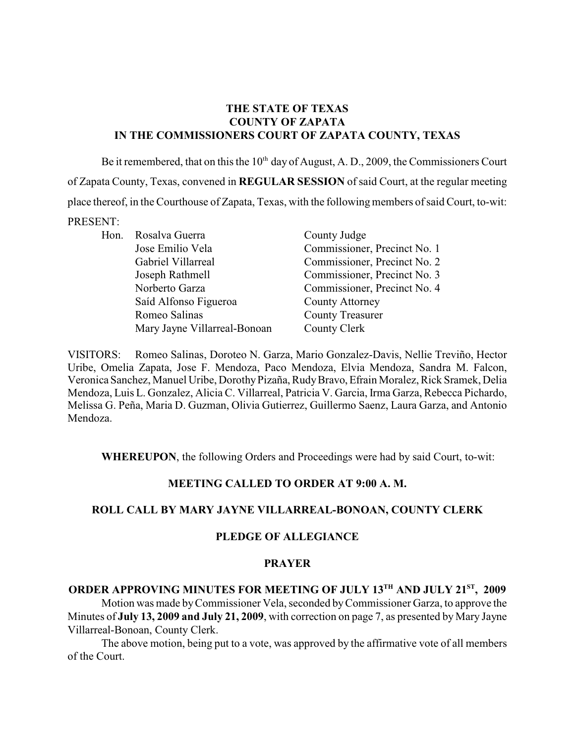**THE STATE OF TEXAS**
**COUNTY OF ZAPATA**
**IN THE COMMISSIONERS COURT OF ZAPATA COUNTY, TEXAS**

Be it remembered, that on this the 10th day of August, A. D., 2009, the Commissioners Court of Zapata County, Texas, convened in **REGULAR SESSION** of said Court, at the regular meeting place thereof, in the Courthouse of Zapata, Texas, with the following members of said Court, to-wit:

PRESENT:

| | | |
|---|---|---|
| Hon. | Rosalva Guerra | County Judge |
| | Jose Emilio Vela | Commissioner, Precinct No. 1 |
| | Gabriel Villarreal | Commissioner, Precinct No. 2 |
| | Joseph Rathmell | Commissioner, Precinct No. 3 |
| | Norberto Garza | Commissioner, Precinct No. 4 |
| | Saíd Alfonso Figueroa | County Attorney |
| | Romeo Salinas | County Treasurer |
| | Mary Jayne Villarreal-Bonoan | County Clerk |

VISITORS: Romeo Salinas, Doroteo N. Garza, Mario Gonzalez-Davis, Nellie Treviño, Hector Uribe, Omelia Zapata, Jose F. Mendoza, Paco Mendoza, Elvia Mendoza, Sandra M. Falcon, Veronica Sanchez, Manuel Uribe, Dorothy Pizaña, Rudy Bravo, Efrain Moralez, Rick Sramek, Delia Mendoza, Luis L. Gonzalez, Alicia C. Villarreal, Patricia V. Garcia, Irma Garza, Rebecca Pichardo, Melissa G. Peña, Maria D. Guzman, Olivia Gutierrez, Guillermo Saenz, Laura Garza, and Antonio Mendoza.

**WHEREUPON**, the following Orders and Proceedings were had by said Court, to-wit:

**MEETING CALLED TO ORDER AT 9:00 A. M.**

**ROLL CALL BY MARY JAYNE VILLARREAL-BONOAN, COUNTY CLERK**

**PLEDGE OF ALLEGIANCE**

**PRAYER**

**ORDER APPROVING MINUTES FOR MEETING OF JULY 13TH AND JULY 21ST, 2009**

Motion was made by Commissioner Vela, seconded by Commissioner Garza, to approve the Minutes of **July 13, 2009 and July 21, 2009**, with correction on page 7, as presented by Mary Jayne Villarreal-Bonoan, County Clerk.

The above motion, being put to a vote, was approved by the affirmative vote of all members of the Court.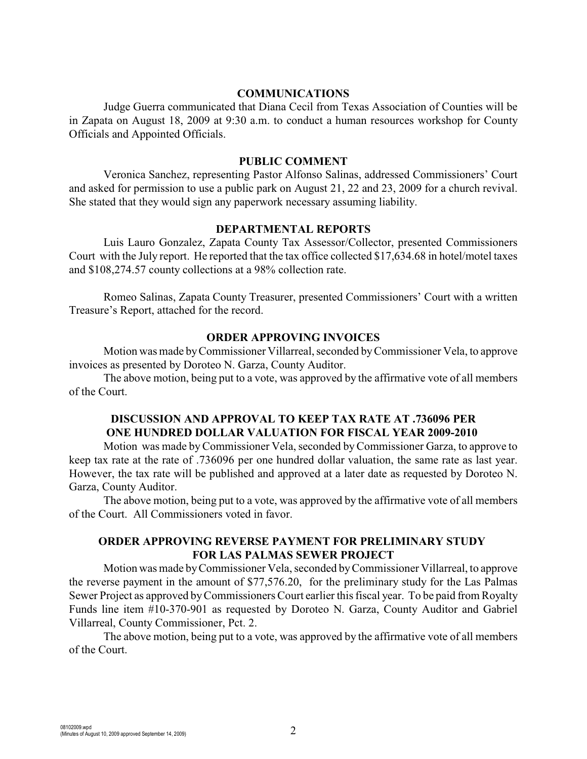## COMMUNICATIONS

Judge Guerra communicated that Diana Cecil from Texas Association of Counties will be in Zapata on August 18, 2009 at 9:30 a.m. to conduct a human resources workshop for County Officials and Appointed Officials.

## PUBLIC COMMENT

Veronica Sanchez, representing Pastor Alfonso Salinas, addressed Commissioners' Court and asked for permission to use a public park on August 21, 22 and 23, 2009 for a church revival. She stated that they would sign any paperwork necessary assuming liability.

## DEPARTMENTAL REPORTS

Luis Lauro Gonzalez, Zapata County Tax Assessor/Collector, presented Commissioners Court with the July report. He reported that the tax office collected $17,634.68 in hotel/motel taxes and $108,274.57 county collections at a 98% collection rate.

Romeo Salinas, Zapata County Treasurer, presented Commissioners' Court with a written Treasure's Report, attached for the record.

## ORDER APPROVING INVOICES

Motion was made by Commissioner Villarreal, seconded by Commissioner Vela, to approve invoices as presented by Doroteo N. Garza, County Auditor.

The above motion, being put to a vote, was approved by the affirmative vote of all members of the Court.

## DISCUSSION AND APPROVAL TO KEEP TAX RATE AT .736096 PER ONE HUNDRED DOLLAR VALUATION FOR FISCAL YEAR 2009-2010

Motion was made by Commissioner Vela, seconded by Commissioner Garza, to approve to keep tax rate at the rate of .736096 per one hundred dollar valuation, the same rate as last year. However, the tax rate will be published and approved at a later date as requested by Doroteo N. Garza, County Auditor.

The above motion, being put to a vote, was approved by the affirmative vote of all members of the Court. All Commissioners voted in favor.

## ORDER APPROVING REVERSE PAYMENT FOR PRELIMINARY STUDY FOR LAS PALMAS SEWER PROJECT

Motion was made by Commissioner Vela, seconded by Commissioner Villarreal, to approve the reverse payment in the amount of $77,576.20, for the preliminary study for the Las Palmas Sewer Project as approved by Commissioners Court earlier this fiscal year. To be paid from Royalty Funds line item #10-370-901 as requested by Doroteo N. Garza, County Auditor and Gabriel Villarreal, County Commissioner, Pct. 2.

The above motion, being put to a vote, was approved by the affirmative vote of all members of the Court.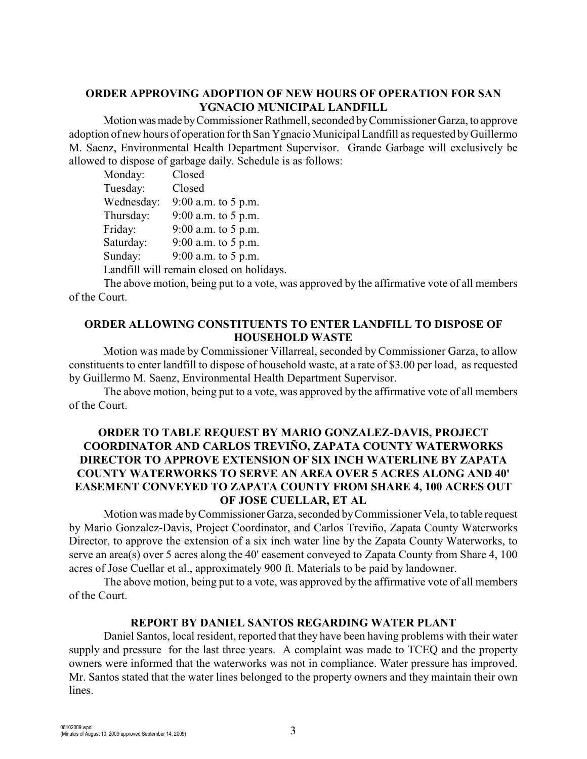## ORDER APPROVING ADOPTION OF NEW HOURS OF OPERATION FOR SAN YGNACIO MUNICIPAL LANDFILL

Motion was made by Commissioner Rathmell, seconded by Commissioner Garza, to approve adoption of new hours of operation for th San Ygnacio Municipal Landfill as requested by Guillermo M. Saenz, Environmental Health Department Supervisor. Grande Garbage will exclusively be allowed to dispose of garbage daily. Schedule is as follows:

| | |
|---|---|
| Monday: | Closed |
| Tuesday: | Closed |
| Wednesday: | 9:00 a.m. to 5 p.m. |
| Thursday: | 9:00 a.m. to 5 p.m. |
| Friday: | 9:00 a.m. to 5 p.m. |
| Saturday: | 9:00 a.m. to 5 p.m. |
| Sunday: | 9:00 a.m. to 5 p.m. |

Landfill will remain closed on holidays.

The above motion, being put to a vote, was approved by the affirmative vote of all members of the Court.

## ORDER ALLOWING CONSTITUENTS TO ENTER LANDFILL TO DISPOSE OF HOUSEHOLD WASTE

Motion was made by Commissioner Villarreal, seconded by Commissioner Garza, to allow constituents to enter landfill to dispose of household waste, at a rate of $3.00 per load, as requested by Guillermo M. Saenz, Environmental Health Department Supervisor.

The above motion, being put to a vote, was approved by the affirmative vote of all members of the Court.

## ORDER TO TABLE REQUEST BY MARIO GONZALEZ-DAVIS, PROJECT COORDINATOR AND CARLOS TREVIÑO, ZAPATA COUNTY WATERWORKS DIRECTOR TO APPROVE EXTENSION OF SIX INCH WATERLINE BY ZAPATA COUNTY WATERWORKS TO SERVE AN AREA OVER 5 ACRES ALONG AND 40' EASEMENT CONVEYED TO ZAPATA COUNTY FROM SHARE 4, 100 ACRES OUT OF JOSE CUELLAR, ET AL

Motion was made by Commissioner Garza, seconded by Commissioner Vela, to table request by Mario Gonzalez-Davis, Project Coordinator, and Carlos Treviño, Zapata County Waterworks Director, to approve the extension of a six inch water line by the Zapata County Waterworks, to serve an area(s) over 5 acres along the 40' easement conveyed to Zapata County from Share 4, 100 acres of Jose Cuellar et al., approximately 900 ft. Materials to be paid by landowner.

The above motion, being put to a vote, was approved by the affirmative vote of all members of the Court.

## REPORT BY DANIEL SANTOS REGARDING WATER PLANT

Daniel Santos, local resident, reported that they have been having problems with their water supply and pressure for the last three years. A complaint was made to TCEQ and the property owners were informed that the waterworks was not in compliance. Water pressure has improved. Mr. Santos stated that the water lines belonged to the property owners and they maintain their own lines.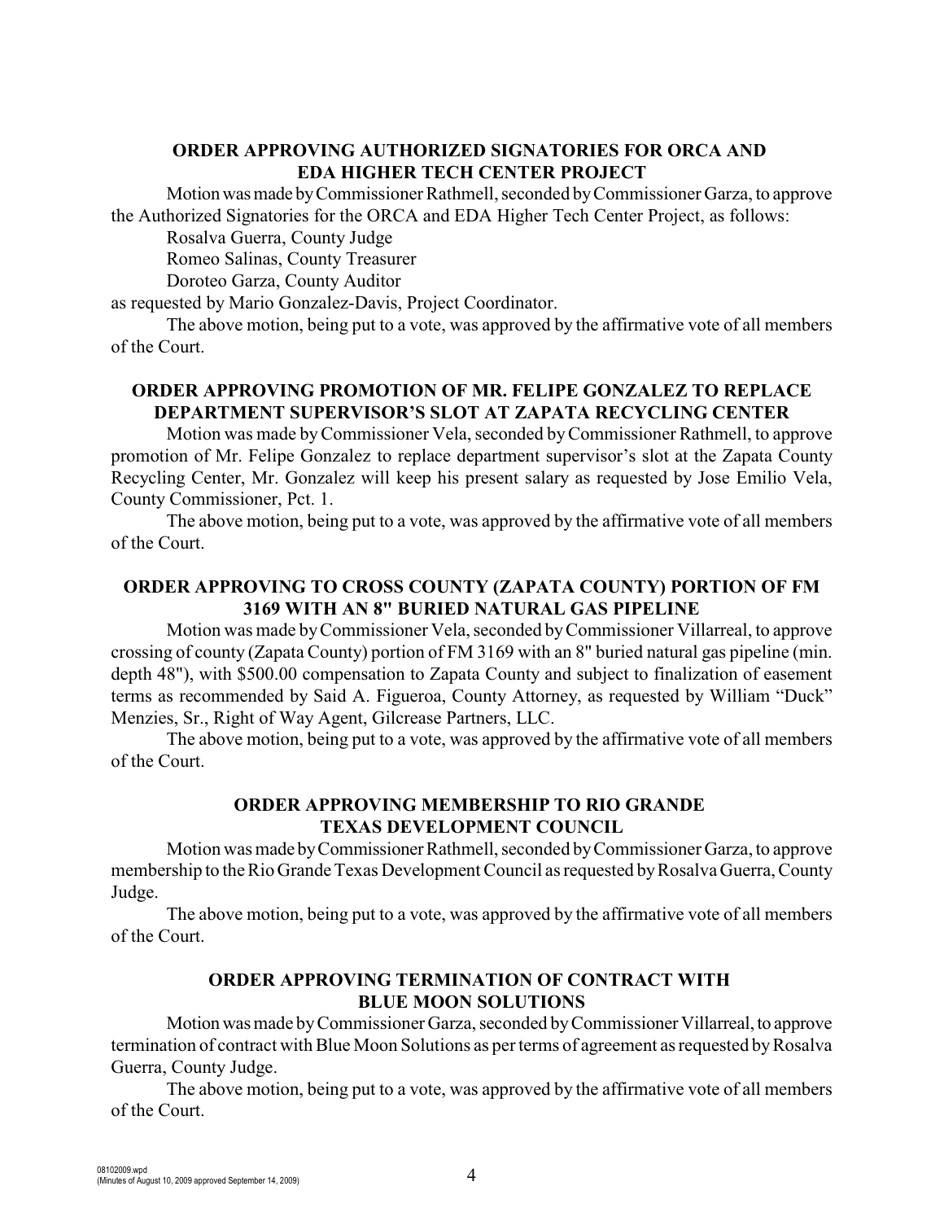**ORDER APPROVING AUTHORIZED SIGNATORIES FOR ORCA AND EDA HIGHER TECH CENTER PROJECT**

Motion was made by Commissioner Rathmell, seconded by Commissioner Garza, to approve the Authorized Signatories for the ORCA and EDA Higher Tech Center Project, as follows:

Rosalva Guerra, County Judge
Romeo Salinas, County Treasurer
Doroteo Garza, County Auditor

as requested by Mario Gonzalez-Davis, Project Coordinator.

The above motion, being put to a vote, was approved by the affirmative vote of all members of the Court.

**ORDER APPROVING PROMOTION OF MR. FELIPE GONZALEZ TO REPLACE DEPARTMENT SUPERVISOR'S SLOT AT ZAPATA RECYCLING CENTER**

Motion was made by Commissioner Vela, seconded by Commissioner Rathmell, to approve promotion of Mr. Felipe Gonzalez to replace department supervisor's slot at the Zapata County Recycling Center, Mr. Gonzalez will keep his present salary as requested by Jose Emilio Vela, County Commissioner, Pct. 1.

The above motion, being put to a vote, was approved by the affirmative vote of all members of the Court.

**ORDER APPROVING TO CROSS COUNTY (ZAPATA COUNTY) PORTION OF FM 3169 WITH AN 8" BURIED NATURAL GAS PIPELINE**

Motion was made by Commissioner Vela, seconded by Commissioner Villarreal, to approve crossing of county (Zapata County) portion of FM 3169 with an 8" buried natural gas pipeline (min. depth 48"), with $500.00 compensation to Zapata County and subject to finalization of easement terms as recommended by Said A. Figueroa, County Attorney, as requested by William "Duck" Menzies, Sr., Right of Way Agent, Gilcrease Partners, LLC.

The above motion, being put to a vote, was approved by the affirmative vote of all members of the Court.

**ORDER APPROVING MEMBERSHIP TO RIO GRANDE TEXAS DEVELOPMENT COUNCIL**

Motion was made by Commissioner Rathmell, seconded by Commissioner Garza, to approve membership to the Rio Grande Texas Development Council as requested by Rosalva Guerra, County Judge.

The above motion, being put to a vote, was approved by the affirmative vote of all members of the Court.

**ORDER APPROVING TERMINATION OF CONTRACT WITH BLUE MOON SOLUTIONS**

Motion was made by Commissioner Garza, seconded by Commissioner Villarreal, to approve termination of contract with Blue Moon Solutions as per terms of agreement as requested by Rosalva Guerra, County Judge.

The above motion, being put to a vote, was approved by the affirmative vote of all members of the Court.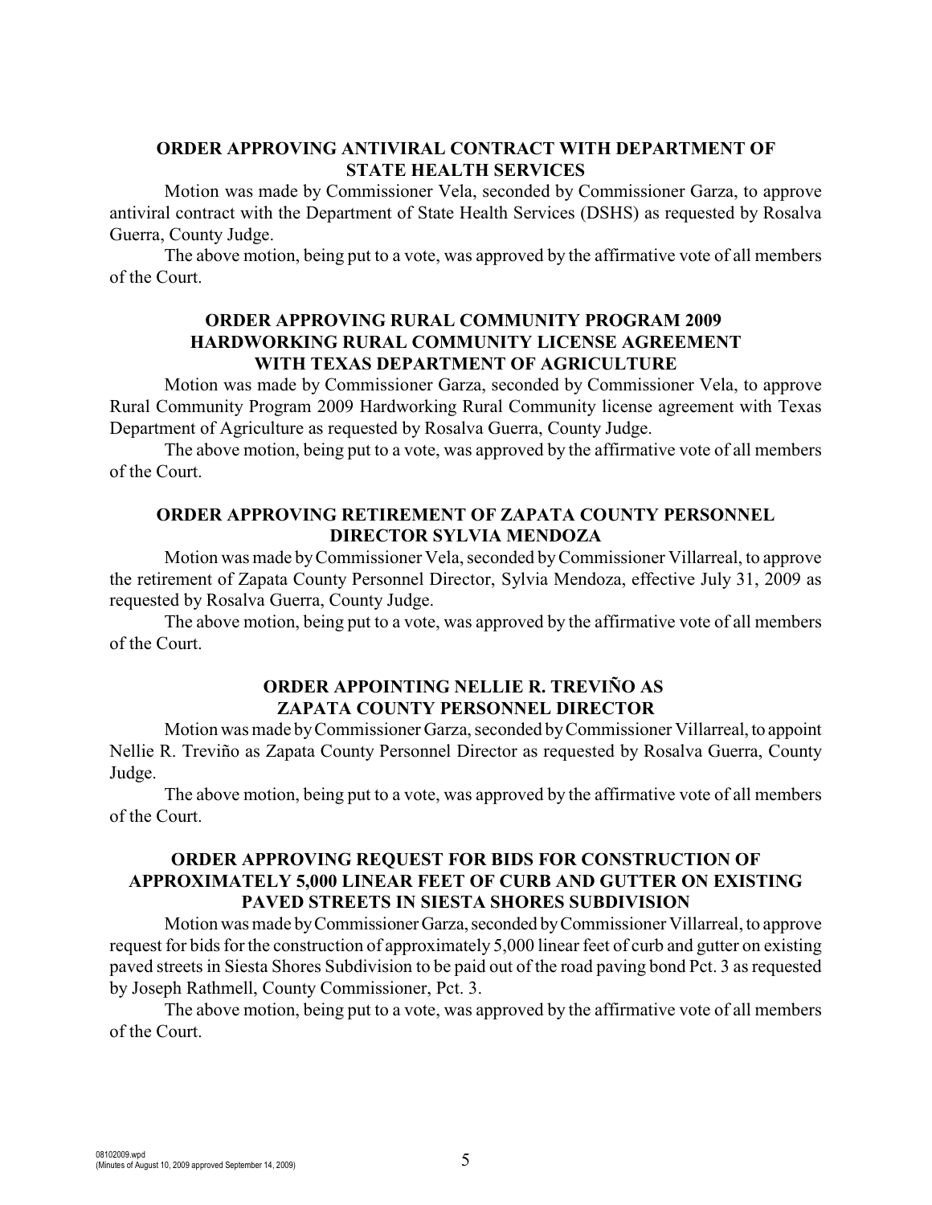## ORDER APPROVING ANTIVIRAL CONTRACT WITH DEPARTMENT OF STATE HEALTH SERVICES

Motion was made by Commissioner Vela, seconded by Commissioner Garza, to approve antiviral contract with the Department of State Health Services (DSHS) as requested by Rosalva Guerra, County Judge.

The above motion, being put to a vote, was approved by the affirmative vote of all members of the Court.

## ORDER APPROVING RURAL COMMUNITY PROGRAM 2009 HARDWORKING RURAL COMMUNITY LICENSE AGREEMENT WITH TEXAS DEPARTMENT OF AGRICULTURE

Motion was made by Commissioner Garza, seconded by Commissioner Vela, to approve Rural Community Program 2009 Hardworking Rural Community license agreement with Texas Department of Agriculture as requested by Rosalva Guerra, County Judge.

The above motion, being put to a vote, was approved by the affirmative vote of all members of the Court.

## ORDER APPROVING RETIREMENT OF ZAPATA COUNTY PERSONNEL DIRECTOR SYLVIA MENDOZA

Motion was made by Commissioner Vela, seconded by Commissioner Villarreal, to approve the retirement of Zapata County Personnel Director, Sylvia Mendoza, effective July 31, 2009 as requested by Rosalva Guerra, County Judge.

The above motion, being put to a vote, was approved by the affirmative vote of all members of the Court.

## ORDER APPOINTING NELLIE R. TREVIÑO AS ZAPATA COUNTY PERSONNEL DIRECTOR

Motion was made by Commissioner Garza, seconded by Commissioner Villarreal, to appoint Nellie R. Treviño as Zapata County Personnel Director as requested by Rosalva Guerra, County Judge.

The above motion, being put to a vote, was approved by the affirmative vote of all members of the Court.

## ORDER APPROVING REQUEST FOR BIDS FOR CONSTRUCTION OF APPROXIMATELY 5,000 LINEAR FEET OF CURB AND GUTTER ON EXISTING PAVED STREETS IN SIESTA SHORES SUBDIVISION

Motion was made by Commissioner Garza, seconded by Commissioner Villarreal, to approve request for bids for the construction of approximately 5,000 linear feet of curb and gutter on existing paved streets in Siesta Shores Subdivision to be paid out of the road paving bond Pct. 3 as requested by Joseph Rathmell, County Commissioner, Pct. 3.

The above motion, being put to a vote, was approved by the affirmative vote of all members of the Court.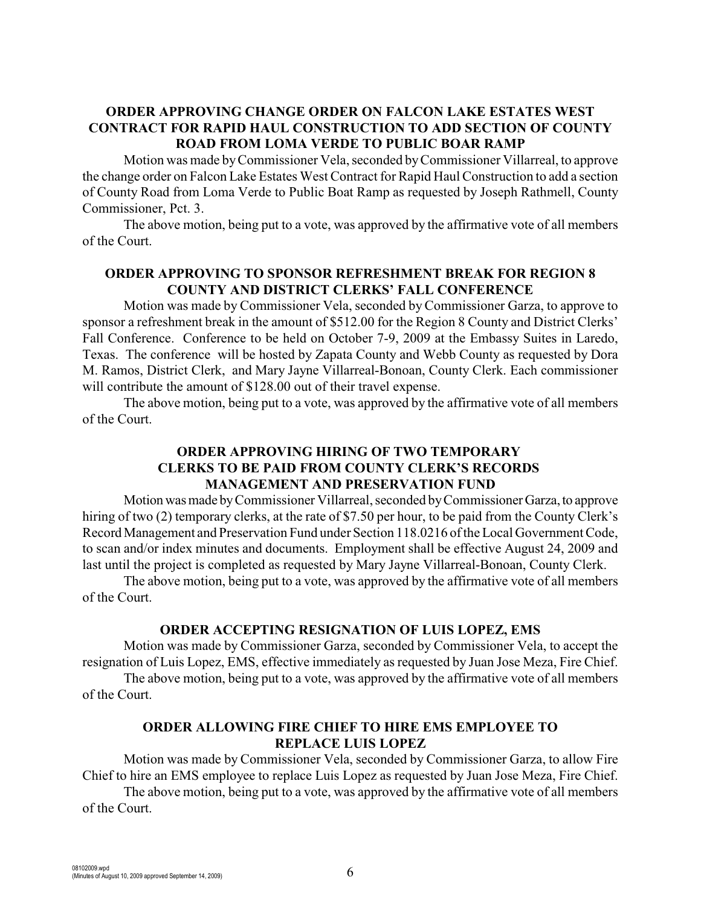**ORDER APPROVING CHANGE ORDER ON FALCON LAKE ESTATES WEST CONTRACT FOR RAPID HAUL CONSTRUCTION TO ADD SECTION OF COUNTY ROAD FROM LOMA VERDE TO PUBLIC BOAR RAMP**

Motion was made by Commissioner Vela, seconded by Commissioner Villarreal, to approve the change order on Falcon Lake Estates West Contract for Rapid Haul Construction to add a section of County Road from Loma Verde to Public Boat Ramp as requested by Joseph Rathmell, County Commissioner, Pct. 3.

The above motion, being put to a vote, was approved by the affirmative vote of all members of the Court.

**ORDER APPROVING TO SPONSOR REFRESHMENT BREAK FOR REGION 8 COUNTY AND DISTRICT CLERKS' FALL CONFERENCE**

Motion was made by Commissioner Vela, seconded by Commissioner Garza, to approve to sponsor a refreshment break in the amount of $512.00 for the Region 8 County and District Clerks' Fall Conference. Conference to be held on October 7-9, 2009 at the Embassy Suites in Laredo, Texas. The conference will be hosted by Zapata County and Webb County as requested by Dora M. Ramos, District Clerk, and Mary Jayne Villarreal-Bonoan, County Clerk. Each commissioner will contribute the amount of $128.00 out of their travel expense.

The above motion, being put to a vote, was approved by the affirmative vote of all members of the Court.

**ORDER APPROVING HIRING OF TWO TEMPORARY CLERKS TO BE PAID FROM COUNTY CLERK'S RECORDS MANAGEMENT AND PRESERVATION FUND**

Motion was made by Commissioner Villarreal, seconded by Commissioner Garza, to approve hiring of two (2) temporary clerks, at the rate of $7.50 per hour, to be paid from the County Clerk's Record Management and Preservation Fund under Section 118.0216 of the Local Government Code, to scan and/or index minutes and documents. Employment shall be effective August 24, 2009 and last until the project is completed as requested by Mary Jayne Villarreal-Bonoan, County Clerk.

The above motion, being put to a vote, was approved by the affirmative vote of all members of the Court.

**ORDER ACCEPTING RESIGNATION OF LUIS LOPEZ, EMS**

Motion was made by Commissioner Garza, seconded by Commissioner Vela, to accept the resignation of Luis Lopez, EMS, effective immediately as requested by Juan Jose Meza, Fire Chief.

The above motion, being put to a vote, was approved by the affirmative vote of all members of the Court.

**ORDER ALLOWING FIRE CHIEF TO HIRE EMS EMPLOYEE TO REPLACE LUIS LOPEZ**

Motion was made by Commissioner Vela, seconded by Commissioner Garza, to allow Fire Chief to hire an EMS employee to replace Luis Lopez as requested by Juan Jose Meza, Fire Chief.

The above motion, being put to a vote, was approved by the affirmative vote of all members of the Court.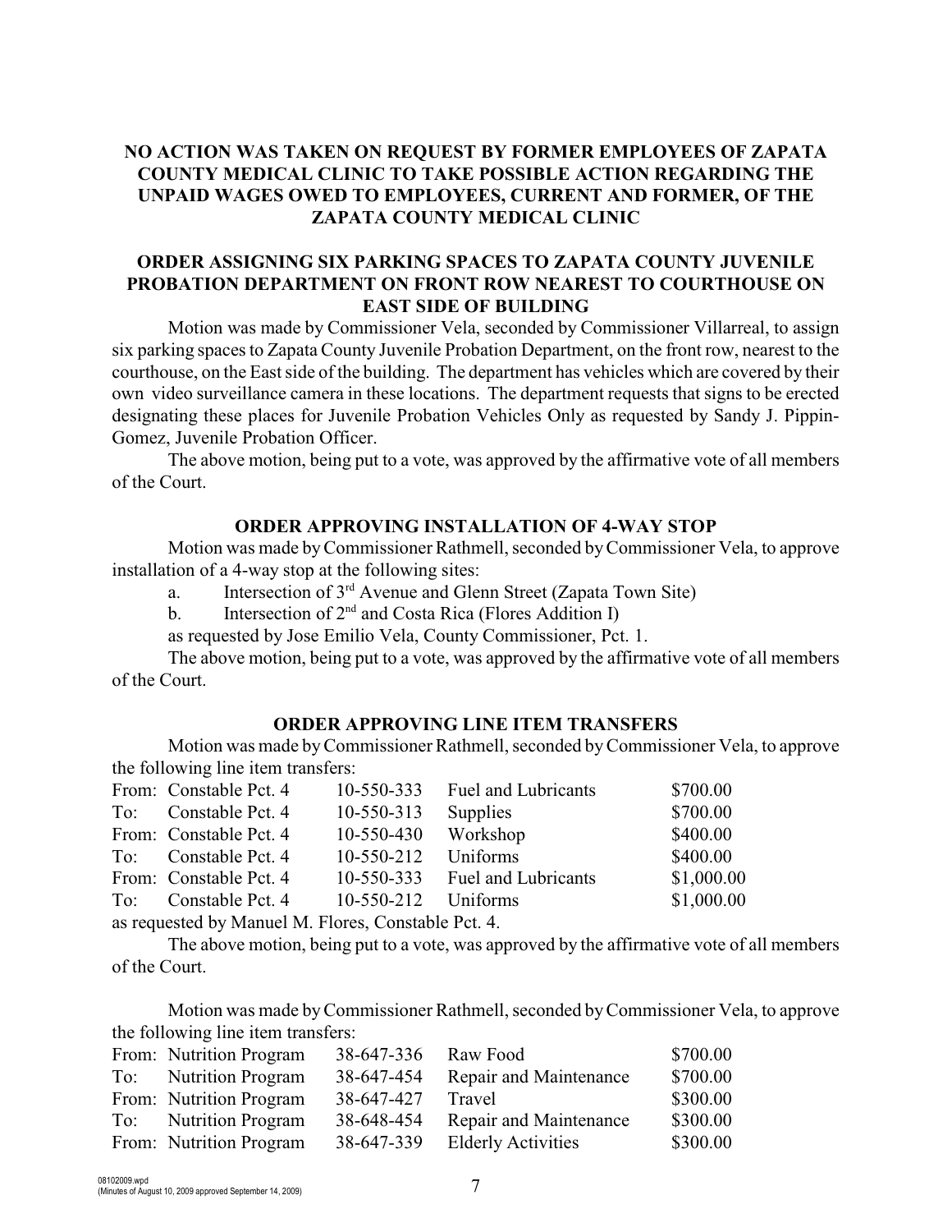**NO ACTION WAS TAKEN ON REQUEST BY FORMER EMPLOYEES OF ZAPATA COUNTY MEDICAL CLINIC TO TAKE POSSIBLE ACTION REGARDING THE UNPAID WAGES OWED TO EMPLOYEES, CURRENT AND FORMER, OF THE ZAPATA COUNTY MEDICAL CLINIC**

**ORDER ASSIGNING SIX PARKING SPACES TO ZAPATA COUNTY JUVENILE PROBATION DEPARTMENT ON FRONT ROW NEAREST TO COURTHOUSE ON EAST SIDE OF BUILDING**

Motion was made by Commissioner Vela, seconded by Commissioner Villarreal, to assign six parking spaces to Zapata County Juvenile Probation Department, on the front row, nearest to the courthouse, on the East side of the building. The department has vehicles which are covered by their own video surveillance camera in these locations. The department requests that signs to be erected designating these places for Juvenile Probation Vehicles Only as requested by Sandy J. Pippin-Gomez, Juvenile Probation Officer.

The above motion, being put to a vote, was approved by the affirmative vote of all members of the Court.

**ORDER APPROVING INSTALLATION OF 4-WAY STOP**

Motion was made by Commissioner Rathmell, seconded by Commissioner Vela, to approve installation of a 4-way stop at the following sites:

a. Intersection of 3rd Avenue and Glenn Street (Zapata Town Site)

b. Intersection of 2nd and Costa Rica (Flores Addition I)

as requested by Jose Emilio Vela, County Commissioner, Pct. 1.

The above motion, being put to a vote, was approved by the affirmative vote of all members of the Court.

**ORDER APPROVING LINE ITEM TRANSFERS**

Motion was made by Commissioner Rathmell, seconded by Commissioner Vela, to approve the following line item transfers:

| | | | | |
|---|---|---|---|---|
| From: | Constable Pct. 4 | 10-550-333 | Fuel and Lubricants | \$700.00 |
| To: | Constable Pct. 4 | 10-550-313 | Supplies | \$700.00 |
| From: | Constable Pct. 4 | 10-550-430 | Workshop | \$400.00 |
| To: | Constable Pct. 4 | 10-550-212 | Uniforms | \$400.00 |
| From: | Constable Pct. 4 | 10-550-333 | Fuel and Lubricants | \$1,000.00 |
| To: | Constable Pct. 4 | 10-550-212 | Uniforms | \$1,000.00 |

as requested by Manuel M. Flores, Constable Pct. 4.

The above motion, being put to a vote, was approved by the affirmative vote of all members of the Court.

Motion was made by Commissioner Rathmell, seconded by Commissioner Vela, to approve the following line item transfers:

| | | | | |
|---|---|---|---|---|
| From: | Nutrition Program | 38-647-336 | Raw Food | \$700.00 |
| To: | Nutrition Program | 38-647-454 | Repair and Maintenance | \$700.00 |
| From: | Nutrition Program | 38-647-427 | Travel | \$300.00 |
| To: | Nutrition Program | 38-648-454 | Repair and Maintenance | \$300.00 |
| From: | Nutrition Program | 38-647-339 | Elderly Activities | \$300.00 |

08102009.wpd
(Minutes of August 10, 2009 approved September 14, 2009)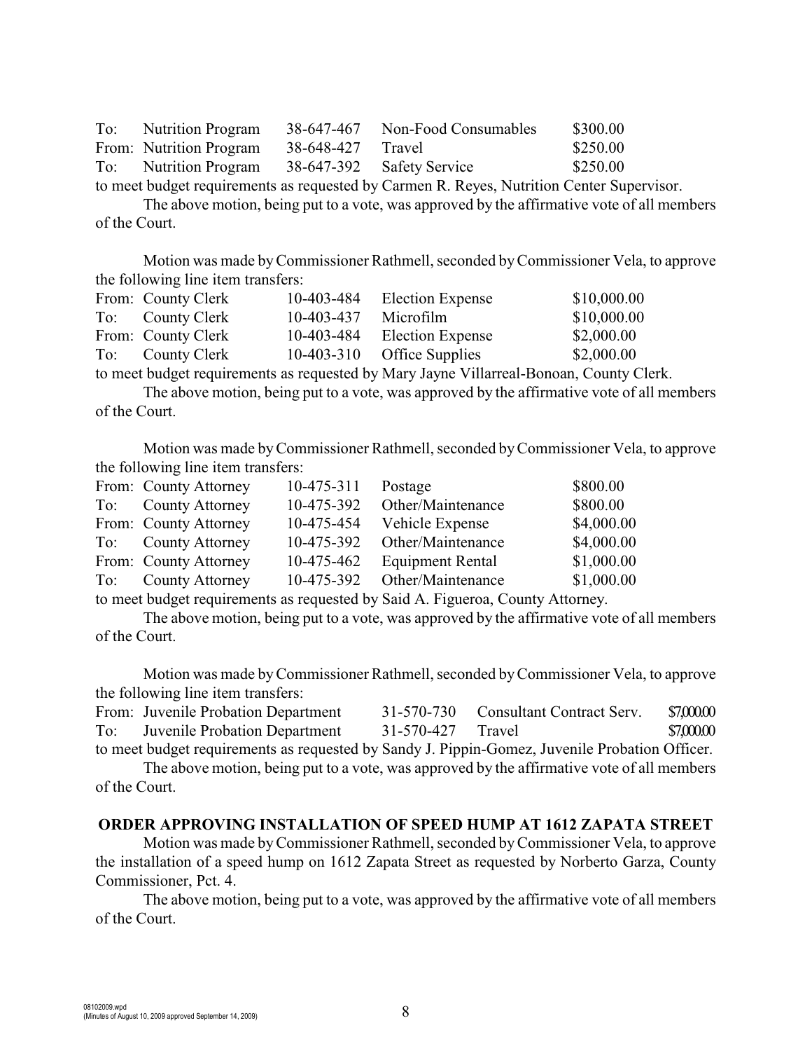| | | | | |
|---|---|---|---|---|
| To: | Nutrition Program | 38-647-467 | Non-Food Consumables | \$300.00 |
| From: | Nutrition Program | 38-648-427 | Travel | \$250.00 |
| To: | Nutrition Program | 38-647-392 | Safety Service | \$250.00 |

to meet budget requirements as requested by Carmen R. Reyes, Nutrition Center Supervisor.

The above motion, being put to a vote, was approved by the affirmative vote of all members of the Court.

Motion was made by Commissioner Rathmell, seconded by Commissioner Vela, to approve the following line item transfers:

| | | | | |
|---|---|---|---|---|
| From: | County Clerk | 10-403-484 | Election Expense | \$10,000.00 |
| To: | County Clerk | 10-403-437 | Microfilm | \$10,000.00 |
| From: | County Clerk | 10-403-484 | Election Expense | \$2,000.00 |
| To: | County Clerk | 10-403-310 | Office Supplies | \$2,000.00 |

to meet budget requirements as requested by Mary Jayne Villarreal-Bonoan, County Clerk.

The above motion, being put to a vote, was approved by the affirmative vote of all members of the Court.

Motion was made by Commissioner Rathmell, seconded by Commissioner Vela, to approve the following line item transfers:

| | | | | |
|---|---|---|---|---|
| From: | County Attorney | 10-475-311 | Postage | \$800.00 |
| To: | County Attorney | 10-475-392 | Other/Maintenance | \$800.00 |
| From: | County Attorney | 10-475-454 | Vehicle Expense | \$4,000.00 |
| To: | County Attorney | 10-475-392 | Other/Maintenance | \$4,000.00 |
| From: | County Attorney | 10-475-462 | Equipment Rental | \$1,000.00 |
| To: | County Attorney | 10-475-392 | Other/Maintenance | \$1,000.00 |

to meet budget requirements as requested by Said A. Figueroa, County Attorney.

The above motion, being put to a vote, was approved by the affirmative vote of all members of the Court.

Motion was made by Commissioner Rathmell, seconded by Commissioner Vela, to approve the following line item transfers:

| | | | | |
|---|---|---|---|---|
| From: | Juvenile Probation Department | 31-570-730 | Consultant Contract Serv. | \$7,000.00 |
| To: | Juvenile Probation Department | 31-570-427 | Travel | \$7,000.00 |

to meet budget requirements as requested by Sandy J. Pippin-Gomez, Juvenile Probation Officer.

The above motion, being put to a vote, was approved by the affirmative vote of all members of the Court.

**ORDER APPROVING INSTALLATION OF SPEED HUMP AT 1612 ZAPATA STREET**

Motion was made by Commissioner Rathmell, seconded by Commissioner Vela, to approve the installation of a speed hump on 1612 Zapata Street as requested by Norberto Garza, County Commissioner, Pct. 4.

The above motion, being put to a vote, was approved by the affirmative vote of all members of the Court.

08102009.wpd
(Minutes of August 10, 2009 approved September 14, 2009)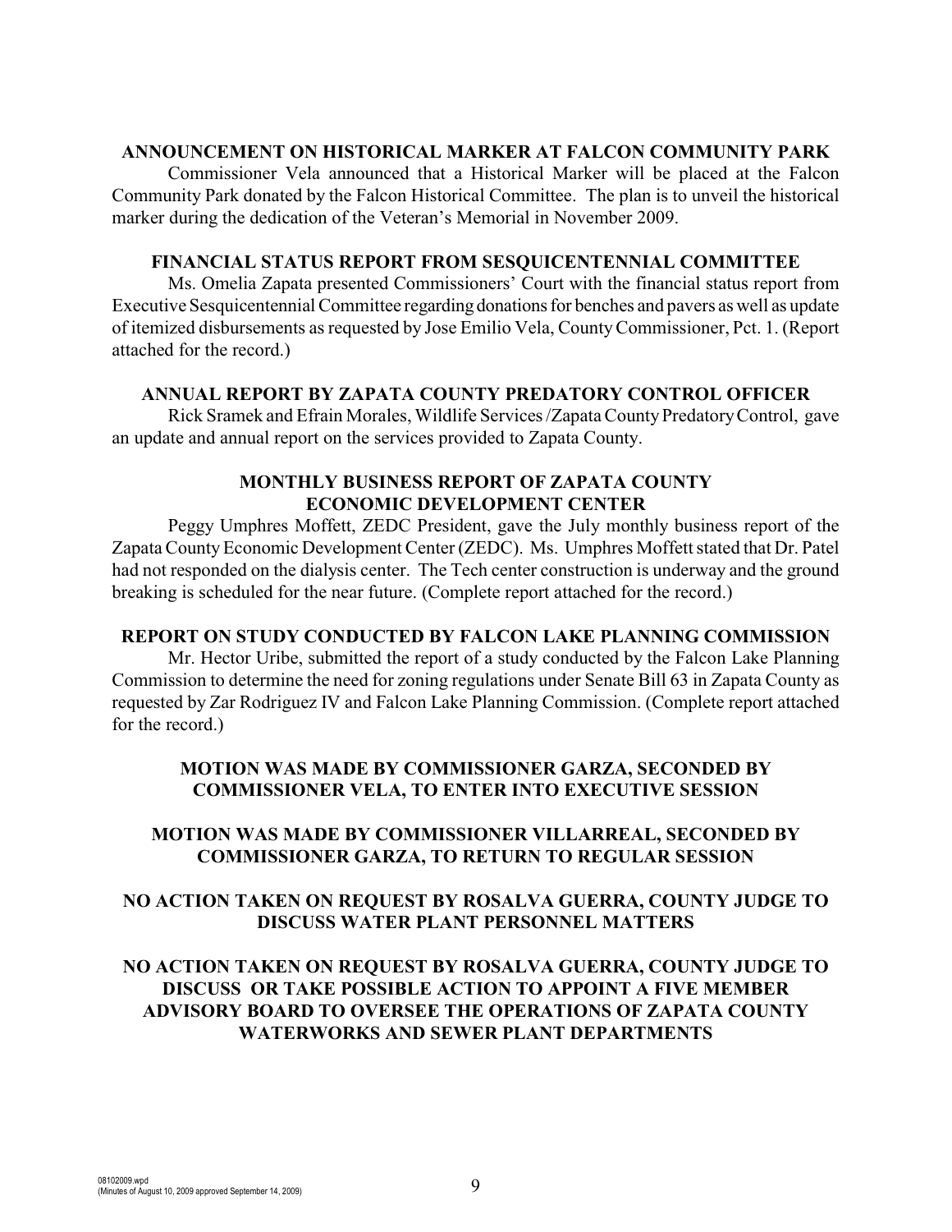**ANNOUNCEMENT ON HISTORICAL MARKER AT FALCON COMMUNITY PARK**

Commissioner Vela announced that a Historical Marker will be placed at the Falcon Community Park donated by the Falcon Historical Committee. The plan is to unveil the historical marker during the dedication of the Veteran's Memorial in November 2009.

**FINANCIAL STATUS REPORT FROM SESQUICENTENNIAL COMMITTEE**

Ms. Omelia Zapata presented Commissioners' Court with the financial status report from Executive Sesquicentennial Committee regarding donations for benches and pavers as well as update of itemized disbursements as requested by Jose Emilio Vela, County Commissioner, Pct. 1. (Report attached for the record.)

**ANNUAL REPORT BY ZAPATA COUNTY PREDATORY CONTROL OFFICER**

Rick Sramek and Efrain Morales, Wildlife Services /Zapata County Predatory Control, gave an update and annual report on the services provided to Zapata County.

**MONTHLY BUSINESS REPORT OF ZAPATA COUNTY ECONOMIC DEVELOPMENT CENTER**

Peggy Umphres Moffett, ZEDC President, gave the July monthly business report of the Zapata County Economic Development Center (ZEDC). Ms. Umphres Moffett stated that Dr. Patel had not responded on the dialysis center. The Tech center construction is underway and the ground breaking is scheduled for the near future. (Complete report attached for the record.)

**REPORT ON STUDY CONDUCTED BY FALCON LAKE PLANNING COMMISSION**

Mr. Hector Uribe, submitted the report of a study conducted by the Falcon Lake Planning Commission to determine the need for zoning regulations under Senate Bill 63 in Zapata County as requested by Zar Rodriguez IV and Falcon Lake Planning Commission. (Complete report attached for the record.)

**MOTION WAS MADE BY COMMISSIONER GARZA, SECONDED BY COMMISSIONER VELA, TO ENTER INTO EXECUTIVE SESSION**

**MOTION WAS MADE BY COMMISSIONER VILLARREAL, SECONDED BY COMMISSIONER GARZA, TO RETURN TO REGULAR SESSION**

**NO ACTION TAKEN ON REQUEST BY ROSALVA GUERRA, COUNTY JUDGE TO DISCUSS WATER PLANT PERSONNEL MATTERS**

**NO ACTION TAKEN ON REQUEST BY ROSALVA GUERRA, COUNTY JUDGE TO DISCUSS OR TAKE POSSIBLE ACTION TO APPOINT A FIVE MEMBER ADVISORY BOARD TO OVERSEE THE OPERATIONS OF ZAPATA COUNTY WATERWORKS AND SEWER PLANT DEPARTMENTS**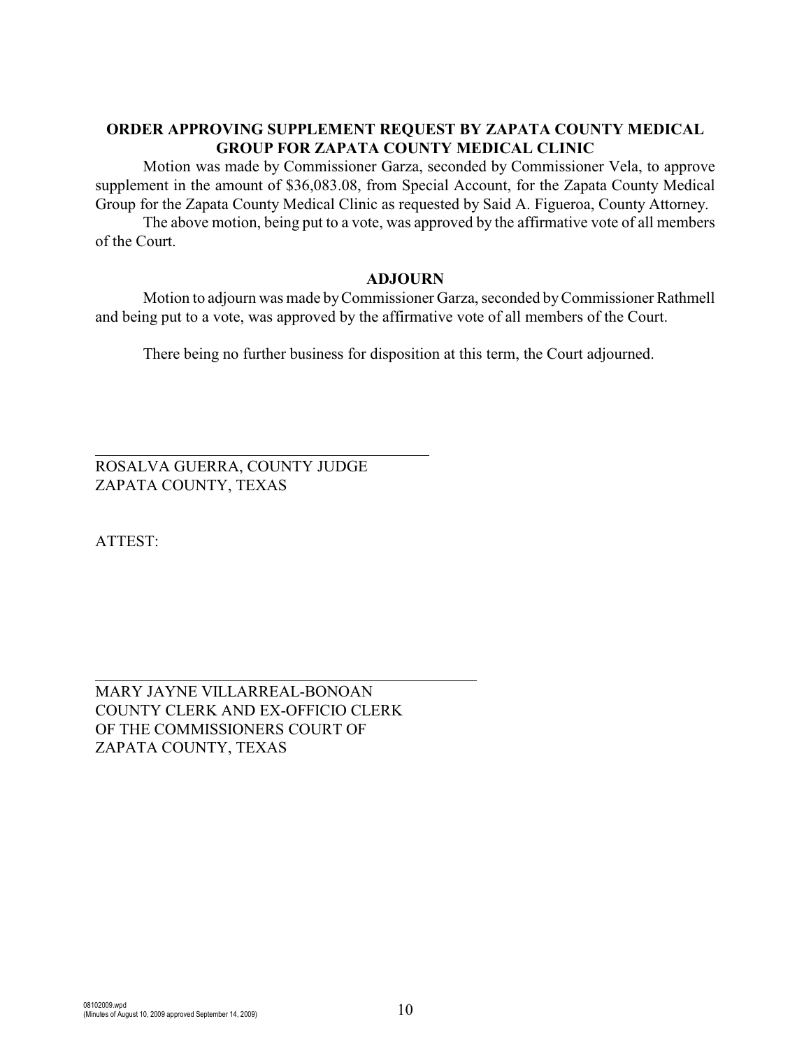**ORDER APPROVING SUPPLEMENT REQUEST BY ZAPATA COUNTY MEDICAL GROUP FOR ZAPATA COUNTY MEDICAL CLINIC**

Motion was made by Commissioner Garza, seconded by Commissioner Vela, to approve supplement in the amount of $36,083.08, from Special Account, for the Zapata County Medical Group for the Zapata County Medical Clinic as requested by Said A. Figueroa, County Attorney.

The above motion, being put to a vote, was approved by the affirmative vote of all members of the Court.

**ADJOURN**

Motion to adjourn was made by Commissioner Garza, seconded by Commissioner Rathmell and being put to a vote, was approved by the affirmative vote of all members of the Court.

There being no further business for disposition at this term, the Court adjourned.

\_\_\_\_\_\_\_\_\_\_\_\_\_\_\_\_\_\_\_\_\_\_\_\_\_\_\_\_\_\_\_\_\_\_\_\_\_\_\_\_

ROSALVA GUERRA, COUNTY JUDGE
ZAPATA COUNTY, TEXAS

ATTEST:

\_\_\_\_\_\_\_\_\_\_\_\_\_\_\_\_\_\_\_\_\_\_\_\_\_\_\_\_\_\_\_\_\_\_\_\_\_\_\_\_

MARY JAYNE VILLARREAL-BONOAN
COUNTY CLERK AND EX-OFFICIO CLERK
OF THE COMMISSIONERS COURT OF
ZAPATA COUNTY, TEXAS

08102009.wpd
(Minutes of August 10, 2009 approved September 14, 2009)